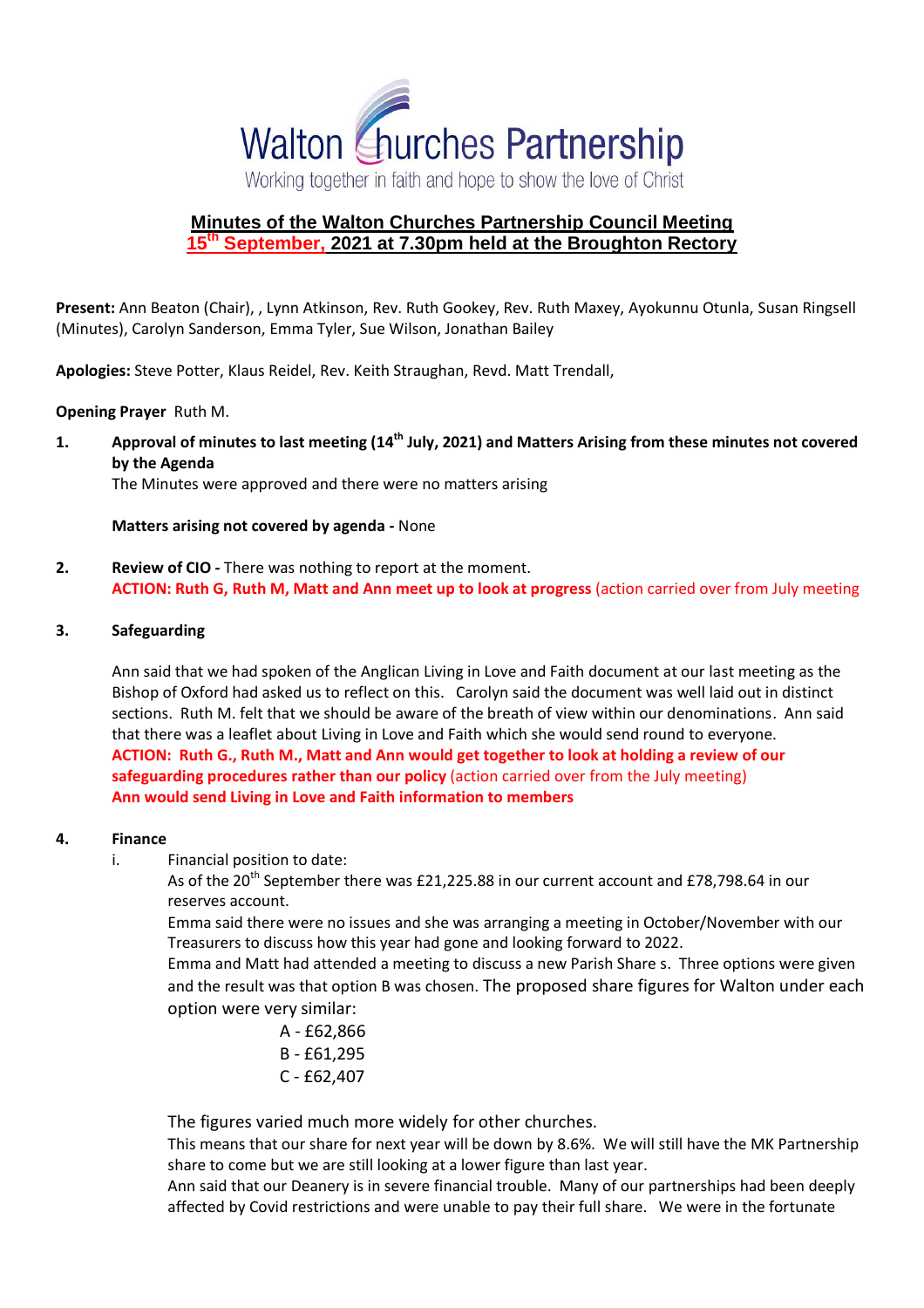# Walton Churches Partnership

Working together in faith and hope to show the love of Christ

## Minutes of the Walton Churches Partnership Council Meeting 15th September, 2021 at 7.30pm held at the Broughton Rectory

**Present:** Ann Beaton (Chair), , Lynn Atkinson, Rev. Ruth Gookey, Rev. Ruth Maxey, Ayokunnu Otunla, Susan Ringsell (Minutes), Carolyn Sanderson, Emma Tyler, Sue Wilson, Jonathan Bailey

**Apologies:** Steve Potter, Klaus Reidel, Rev. Keith Straughan, Revd. Matt Trendall,

**Opening Prayer** Ruth M.

1. **Approval of minutes to last meeting (14th July, 2021) and Matters Arising from these minutes not covered by the Agenda**

   The Minutes were approved and there were no matters arising

   **Matters arising not covered by agenda -** None

2. **Review of CIO -** There was nothing to report at the moment.

   **ACTION: Ruth G, Ruth M, Matt and Ann meet up to look at progress** (action carried over from July meeting

3. **Safeguarding**

   Ann said that we had spoken of the Anglican Living in Love and Faith document at our last meeting as the Bishop of Oxford had asked us to reflect on this. Carolyn said the document was well laid out in distinct sections. Ruth M. felt that we should be aware of the breath of view within our denominations. Ann said that there was a leaflet about Living in Love and Faith which she would send round to everyone.

   **ACTION: Ruth G., Ruth M., Matt and Ann would get together to look at holding a review of our safeguarding procedures rather than our policy** (action carried over from the July meeting)

   **Ann would send Living in Love and Faith information to members**

4. **Finance**

   i. Financial position to date:

   As of the 20th September there was £21,225.88 in our current account and £78,798.64 in our reserves account.

   Emma said there were no issues and she was arranging a meeting in October/November with our Treasurers to discuss how this year had gone and looking forward to 2022.

   Emma and Matt had attended a meeting to discuss a new Parish Share s. Three options were given and the result was that option B was chosen. The proposed share figures for Walton under each option were very similar:

   A - £62,866
   B - £61,295
   C - £62,407

   The figures varied much more widely for other churches.

   This means that our share for next year will be down by 8.6%. We will still have the MK Partnership share to come but we are still looking at a lower figure than last year.

   Ann said that our Deanery is in severe financial trouble. Many of our partnerships had been deeply affected by Covid restrictions and were unable to pay their full share. We were in the fortunate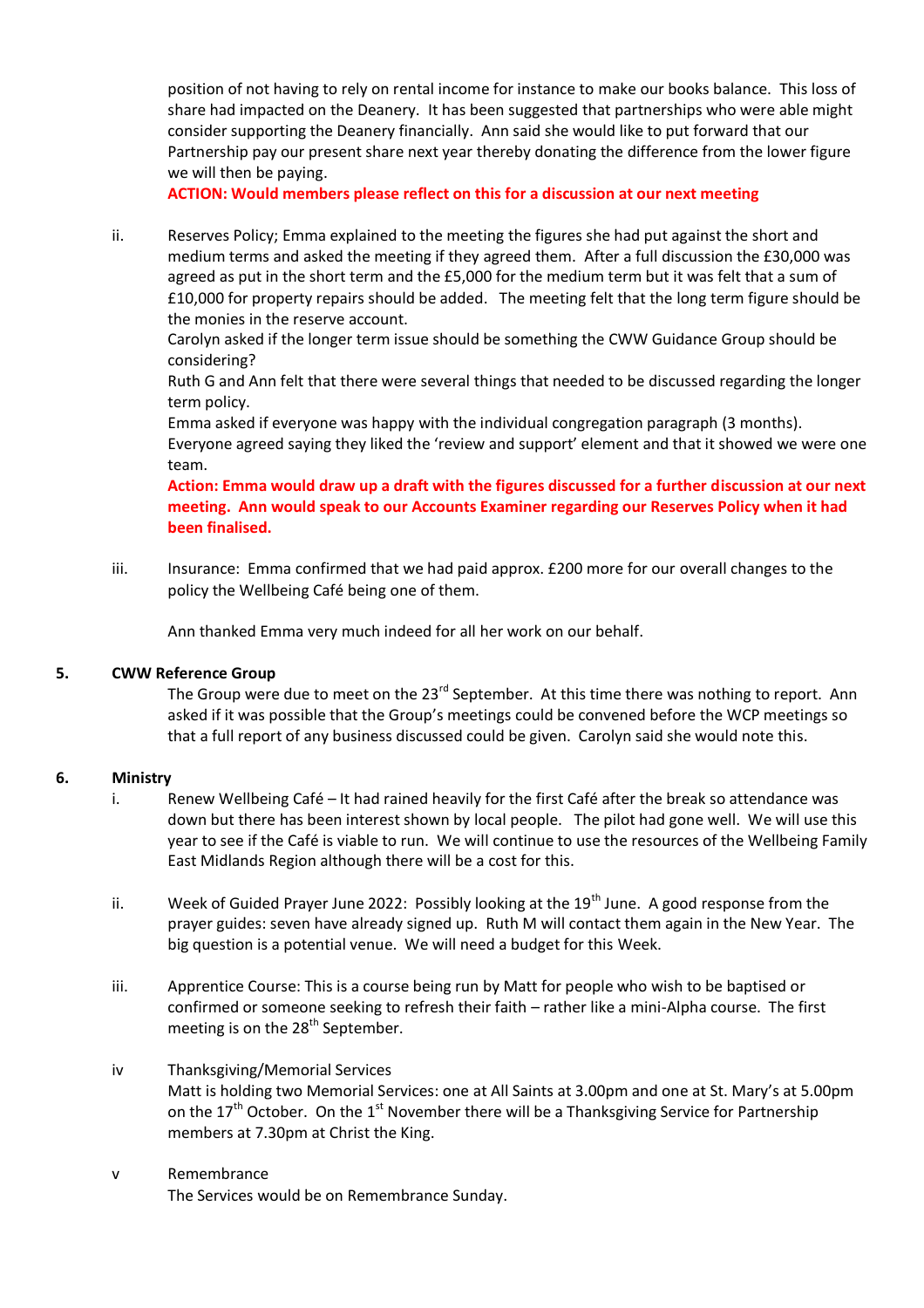position of not having to rely on rental income for instance to make our books balance. This loss of share had impacted on the Deanery. It has been suggested that partnerships who were able might consider supporting the Deanery financially. Ann said she would like to put forward that our Partnership pay our present share next year thereby donating the difference from the lower figure we will then be paying.

**ACTION: Would members please reflect on this for a discussion at our next meeting**

ii. Reserves Policy; Emma explained to the meeting the figures she had put against the short and medium terms and asked the meeting if they agreed them. After a full discussion the £30,000 was agreed as put in the short term and the £5,000 for the medium term but it was felt that a sum of £10,000 for property repairs should be added. The meeting felt that the long term figure should be the monies in the reserve account.

Carolyn asked if the longer term issue should be something the CWW Guidance Group should be considering?

Ruth G and Ann felt that there were several things that needed to be discussed regarding the longer term policy.

Emma asked if everyone was happy with the individual congregation paragraph (3 months). Everyone agreed saying they liked the 'review and support' element and that it showed we were one team.

**Action: Emma would draw up a draft with the figures discussed for a further discussion at our next meeting. Ann would speak to our Accounts Examiner regarding our Reserves Policy when it had been finalised.**

iii. Insurance: Emma confirmed that we had paid approx. £200 more for our overall changes to the policy the Wellbeing Café being one of them.

Ann thanked Emma very much indeed for all her work on our behalf.

## 5. CWW Reference Group

The Group were due to meet on the 23rd September. At this time there was nothing to report. Ann asked if it was possible that the Group's meetings could be convened before the WCP meetings so that a full report of any business discussed could be given. Carolyn said she would note this.

## 6. Ministry

i. Renew Wellbeing Café – It had rained heavily for the first Café after the break so attendance was down but there has been interest shown by local people. The pilot had gone well. We will use this year to see if the Café is viable to run. We will continue to use the resources of the Wellbeing Family East Midlands Region although there will be a cost for this.

ii. Week of Guided Prayer June 2022: Possibly looking at the 19th June. A good response from the prayer guides: seven have already signed up. Ruth M will contact them again in the New Year. The big question is a potential venue. We will need a budget for this Week.

iii. Apprentice Course: This is a course being run by Matt for people who wish to be baptised or confirmed or someone seeking to refresh their faith – rather like a mini-Alpha course. The first meeting is on the 28th September.

iv Thanksgiving/Memorial Services

Matt is holding two Memorial Services: one at All Saints at 3.00pm and one at St. Mary's at 5.00pm on the 17th October. On the 1st November there will be a Thanksgiving Service for Partnership members at 7.30pm at Christ the King.

v Remembrance

The Services would be on Remembrance Sunday.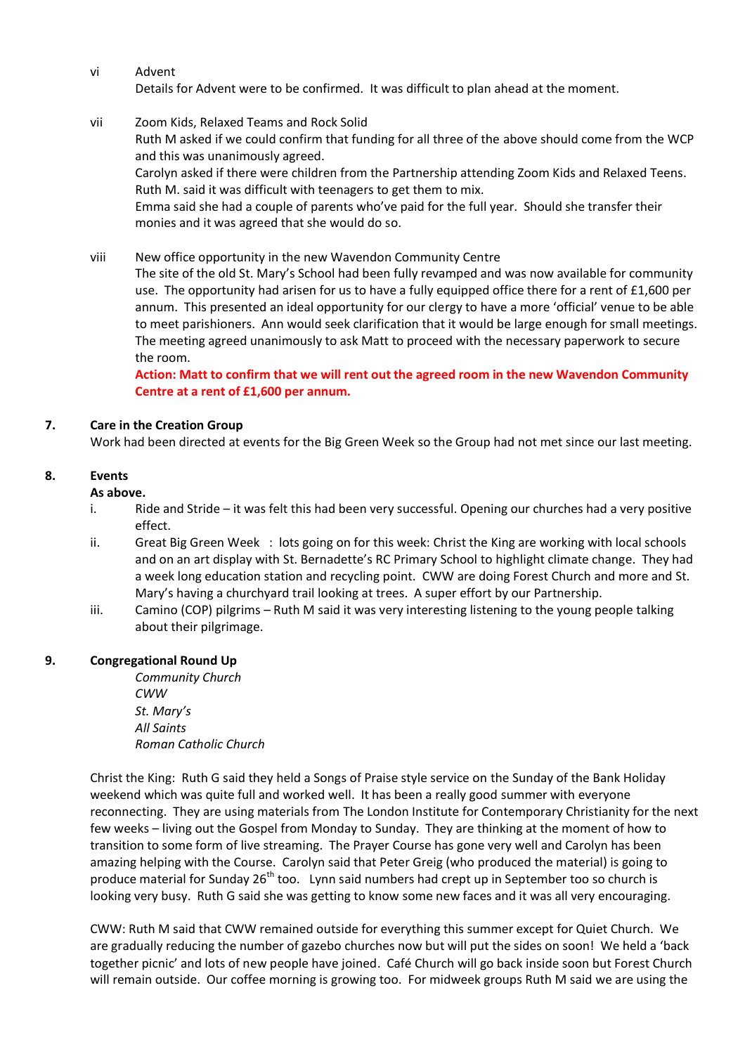vi Advent

Details for Advent were to be confirmed. It was difficult to plan ahead at the moment.

vii Zoom Kids, Relaxed Teams and Rock Solid

Ruth M asked if we could confirm that funding for all three of the above should come from the WCP and this was unanimously agreed.

Carolyn asked if there were children from the Partnership attending Zoom Kids and Relaxed Teens. Ruth M. said it was difficult with teenagers to get them to mix.

Emma said she had a couple of parents who've paid for the full year. Should she transfer their monies and it was agreed that she would do so.

viii New office opportunity in the new Wavendon Community Centre

The site of the old St. Mary's School had been fully revamped and was now available for community use. The opportunity had arisen for us to have a fully equipped office there for a rent of £1,600 per annum. This presented an ideal opportunity for our clergy to have a more 'official' venue to be able to meet parishioners. Ann would seek clarification that it would be large enough for small meetings. The meeting agreed unanimously to ask Matt to proceed with the necessary paperwork to secure the room.

**Action: Matt to confirm that we will rent out the agreed room in the new Wavendon Community Centre at a rent of £1,600 per annum.**

**7. Care in the Creation Group**

Work had been directed at events for the Big Green Week so the Group had not met since our last meeting.

**8. Events**

**As above.**

i. Ride and Stride – it was felt this had been very successful. Opening our churches had a very positive effect.

ii. Great Big Green Week : lots going on for this week: Christ the King are working with local schools and on an art display with St. Bernadette's RC Primary School to highlight climate change. They had a week long education station and recycling point. CWW are doing Forest Church and more and St. Mary's having a churchyard trail looking at trees. A super effort by our Partnership.

iii. Camino (COP) pilgrims – Ruth M said it was very interesting listening to the young people talking about their pilgrimage.

**9. Congregational Round Up**

*Community Church*
*CWW*
*St. Mary's*
*All Saints*
*Roman Catholic Church*

Christ the King: Ruth G said they held a Songs of Praise style service on the Sunday of the Bank Holiday weekend which was quite full and worked well. It has been a really good summer with everyone reconnecting. They are using materials from The London Institute for Contemporary Christianity for the next few weeks – living out the Gospel from Monday to Sunday. They are thinking at the moment of how to transition to some form of live streaming. The Prayer Course has gone very well and Carolyn has been amazing helping with the Course. Carolyn said that Peter Greig (who produced the material) is going to produce material for Sunday 26th too. Lynn said numbers had crept up in September too so church is looking very busy. Ruth G said she was getting to know some new faces and it was all very encouraging.

CWW: Ruth M said that CWW remained outside for everything this summer except for Quiet Church. We are gradually reducing the number of gazebo churches now but will put the sides on soon! We held a 'back together picnic' and lots of new people have joined. Café Church will go back inside soon but Forest Church will remain outside. Our coffee morning is growing too. For midweek groups Ruth M said we are using the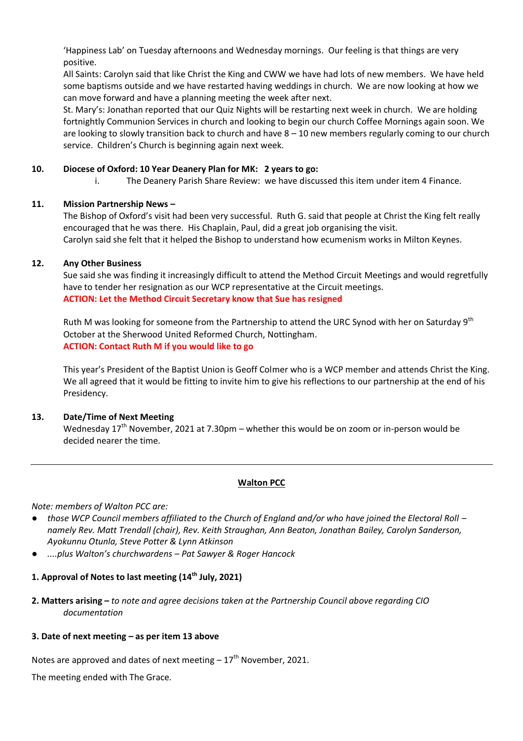'Happiness Lab' on Tuesday afternoons and Wednesday mornings. Our feeling is that things are very positive.

All Saints: Carolyn said that like Christ the King and CWW we have had lots of new members. We have held some baptisms outside and we have restarted having weddings in church. We are now looking at how we can move forward and have a planning meeting the week after next.

St. Mary's: Jonathan reported that our Quiz Nights will be restarting next week in church. We are holding fortnightly Communion Services in church and looking to begin our church Coffee Mornings again soon. We are looking to slowly transition back to church and have 8 – 10 new members regularly coming to our church service. Children's Church is beginning again next week.

**10. Diocese of Oxford: 10 Year Deanery Plan for MK: 2 years to go:**

i. The Deanery Parish Share Review: we have discussed this item under item 4 Finance.

**11. Mission Partnership News –**

The Bishop of Oxford's visit had been very successful. Ruth G. said that people at Christ the King felt really encouraged that he was there. His Chaplain, Paul, did a great job organising the visit.

Carolyn said she felt that it helped the Bishop to understand how ecumenism works in Milton Keynes.

**12. Any Other Business**

Sue said she was finding it increasingly difficult to attend the Method Circuit Meetings and would regretfully have to tender her resignation as our WCP representative at the Circuit meetings.

**ACTION: Let the Method Circuit Secretary know that Sue has resigned**

Ruth M was looking for someone from the Partnership to attend the URC Synod with her on Saturday 9th October at the Sherwood United Reformed Church, Nottingham.

**ACTION: Contact Ruth M if you would like to go**

This year's President of the Baptist Union is Geoff Colmer who is a WCP member and attends Christ the King. We all agreed that it would be fitting to invite him to give his reflections to our partnership at the end of his Presidency.

**13. Date/Time of Next Meeting**

Wednesday 17th November, 2021 at 7.30pm – whether this would be on zoom or in-person would be decided nearer the time.

---

## Walton PCC

*Note: members of Walton PCC are:*

- *those WCP Council members affiliated to the Church of England and/or who have joined the Electoral Roll – namely Rev. Matt Trendall (chair), Rev. Keith Straughan, Ann Beaton, Jonathan Bailey, Carolyn Sanderson, Ayokunnu Otunla, Steve Potter & Lynn Atkinson*
- *....plus Walton's churchwardens – Pat Sawyer & Roger Hancock*

**1. Approval of Notes to last meeting (14th July, 2021)**

**2. Matters arising –** *to note and agree decisions taken at the Partnership Council above regarding CIO documentation*

**3. Date of next meeting – as per item 13 above**

Notes are approved and dates of next meeting – 17th November, 2021.

The meeting ended with The Grace.